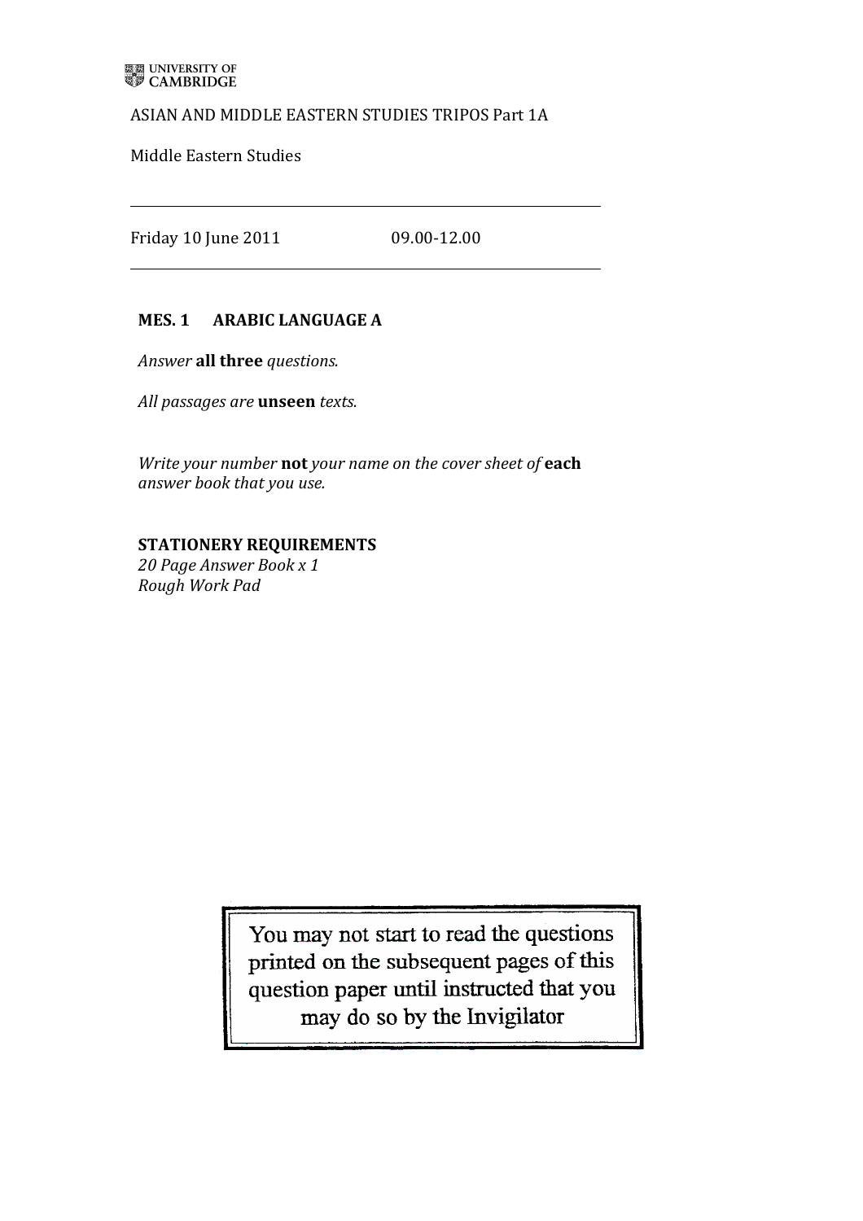UNIVERSITY OF CAMBRIDGE

ASIAN AND MIDDLE EASTERN STUDIES TRIPOS Part 1A

Middle Eastern Studies

---

Friday 10 June 2011 09.00-12.00

---

**MES. 1 ARABIC LANGUAGE A**

*Answer* **all three** *questions.*

*All passages are* **unseen** *texts.*

*Write your number* **not** *your name on the cover sheet of* **each** *answer book that you use.*

**STATIONERY REQUIREMENTS**
*20 Page Answer Book x 1*
*Rough Work Pad*

You may not start to read the questions printed on the subsequent pages of this question paper until instructed that you may do so by the Invigilator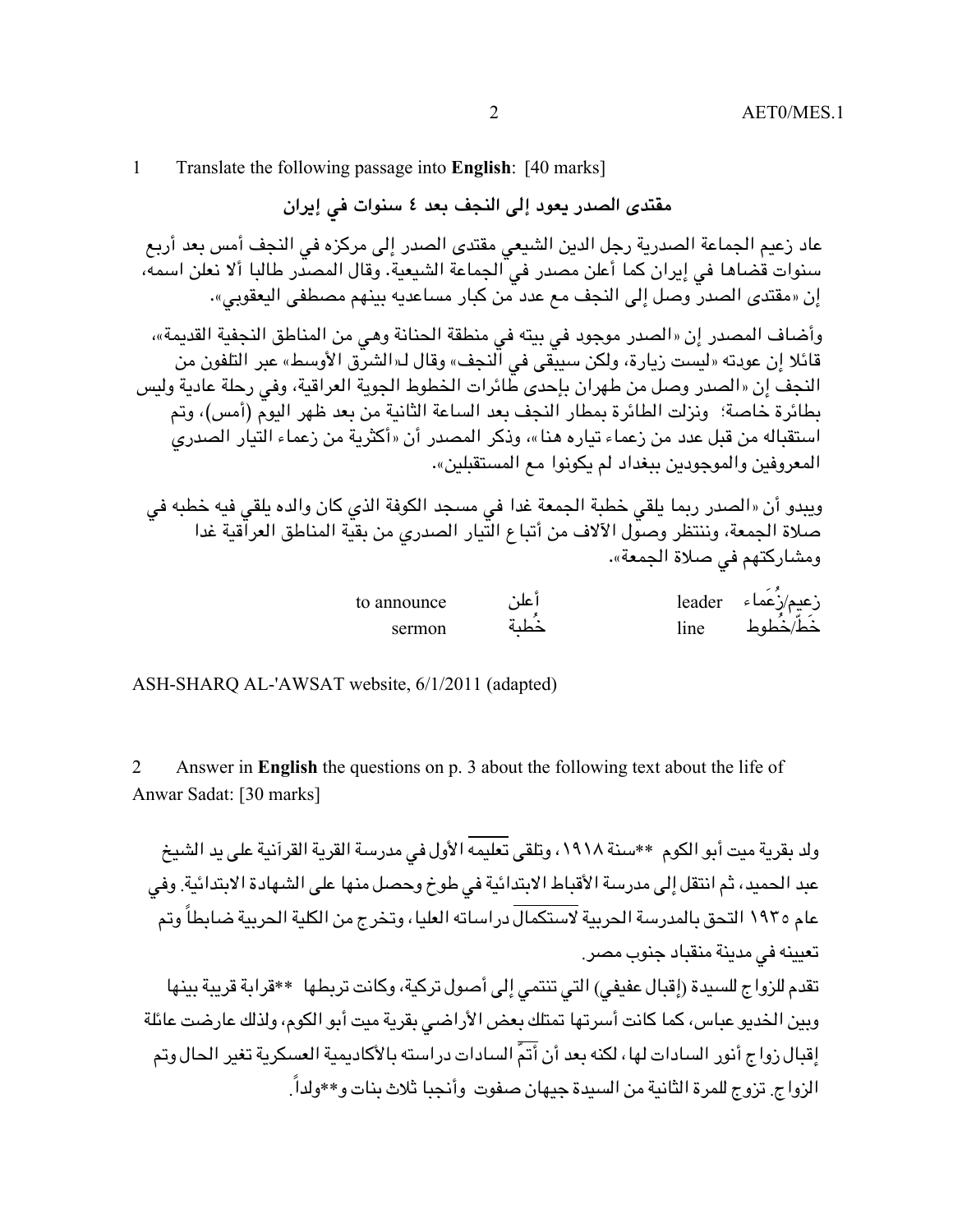1 Translate the following passage into **English**: [40 marks]

**مقتدى الصدر يعود إلى النجف بعد ٤ سنوات في إيران**

عاد زعيم الجماعة الصدرية رجل الدين الشيعي مقتدى الصدر إلى مركزه في النجف أمس بعد أربع سنوات قضاها في إيران كما أعلن مصدر في الجماعة الشيعية. وقال المصدر طالبا ألا نعلن اسمه، إن «مقتدى الصدر وصل إلى النجف مع عدد من كبار مساعديه بينهم مصطفى اليعقوبي».

وأضاف المصدر إن «الصدر موجود في بيته في منطقة الحنانة وهي من المناطق النجفية القديمة»، قائلا إن عودته «ليست زيارة، ولكن سيبقى في النجف» وقال لـ«الشرق الأوسط» عبر التلفون من النجف إن «الصدر وصل من طهران بإحدى طائرات الخطوط الجوية العراقية، وفي رحلة عادية وليس بطائرة خاصة؛ ونزلت الطائرة بمطار النجف بعد الساعة الثانية من بعد ظهر اليوم (أمس)، وتم استقباله من قبل عدد من زعماء تياره هنا»، وذكر المصدر أن «أكثرية من زعماء التيار الصدري المعروفين والموجودين ببغداد لم يكونوا مع المستقبلين».

ويبدو أن «الصدر ربما يلقي خطبة الجمعة غدا في مسجد الكوفة الذي كان والده يلقي فيه خطبه في صلاة الجمعة، وننتظر وصول الآلاف من أتباع التيار الصدري من بقية المناطق العراقية غدا ومشاركتهم في صلاة الجمعة».

| | | | |
|---|---|---|---|
| to announce | أعلن | leader | زعيم/زُعَماء |
| sermon | خُطبة | line | خَطّ/خُطوط |

ASH-SHARQ AL-'AWSAT website, 6/1/2011 (adapted)

2 Answer in **English** the questions on p. 3 about the following text about the life of Anwar Sadat: [30 marks]

ولد بقرية ميت أبو الكوم **سنة ١٩١٨، وتلقى تعليمه الأول في مدرسة القرية القرآنية على يد الشيخ عبد الحميد، ثم انتقل إلى مدرسة الأقباط الابتدائية في طوخ وحصل منها على الشهادة الابتدائية. وفي عام ١٩٣٥ التحق بالمدرسة الحربية لاستكمال دراساته العليا، وتخرج من الكلية الحربية ضابطاً وتم تعيينه في مدينة منقباد جنوب مصر.

تقدم للزواج للسيدة (إقبال عفيفي) التي تنتمي إلى أصول تركية، وكانت تربطها **قرابة قريبة بينها وبين الخديو عباس، كما كانت أسرتها تمتلك بعض الأراضي بقرية ميت أبو الكوم، ولذلك عارضت عائلة إقبال زواج أنور السادات لها، لكنه بعد أن أتَمَّ السادات دراسته بالأكاديمية العسكرية تغير الحال وتم الزواج. تزوج للمرة الثانية من السيدة جيهان صفوت وأنجبا ثلاث بنات و**ولداً.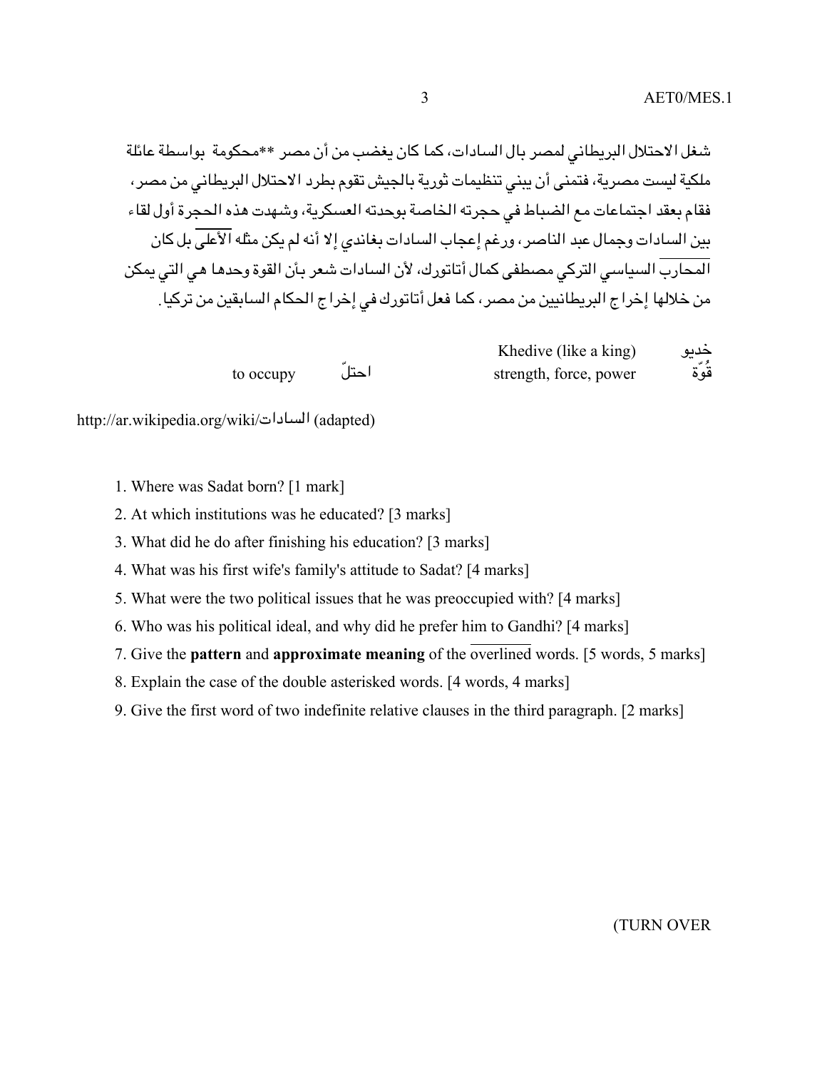شغل الاحتلال البريطاني لمصر بال السادات، كما كان يغضب من أن مصر **محكومة بواسطة عائلة ملكية ليست مصرية، فتمنى أن يبني تنظيمات ثورية بالجيش تقوم بطرد الاحتلال البريطاني من مصر، فقام بعقد اجتماعات مع الضباط في حجرته الخاصة بوحدته العسكرية، وشهدت هذه الحجرة أول لقاء بين السادات وجمال عبد الناصر، ورغم إعجاب السادات بغاندي إلا أنه لم يكن مثله الأعلى بل كان المحارب السياسي التركي مصطفى كمال أتاتورك، لأن السادات شعر بأن القوة وحدها هي التي يمكن من خلالها إخراج البريطانيين من مصر، كما فعل أتاتورك في إخراج الحكام السابقين من تركيا.

| | | | |
|---|---|---|---|
| خديو | Khedive (like a king) | | |
| قُوّة | strength, force, power | احتلّ | to occupy |

http://ar.wikipedia.org/wiki/السادات (adapted)

1. Where was Sadat born? [1 mark]
2. At which institutions was he educated? [3 marks]
3. What did he do after finishing his education? [3 marks]
4. What was his first wife's family's attitude to Sadat? [4 marks]
5. What were the two political issues that he was preoccupied with? [4 marks]
6. Who was his political ideal, and why did he prefer him to Gandhi? [4 marks]
7. Give the **pattern** and **approximate meaning** of the overlined words. [5 words, 5 marks]
8. Explain the case of the double asterisked words. [4 words, 4 marks]
9. Give the first word of two indefinite relative clauses in the third paragraph. [2 marks]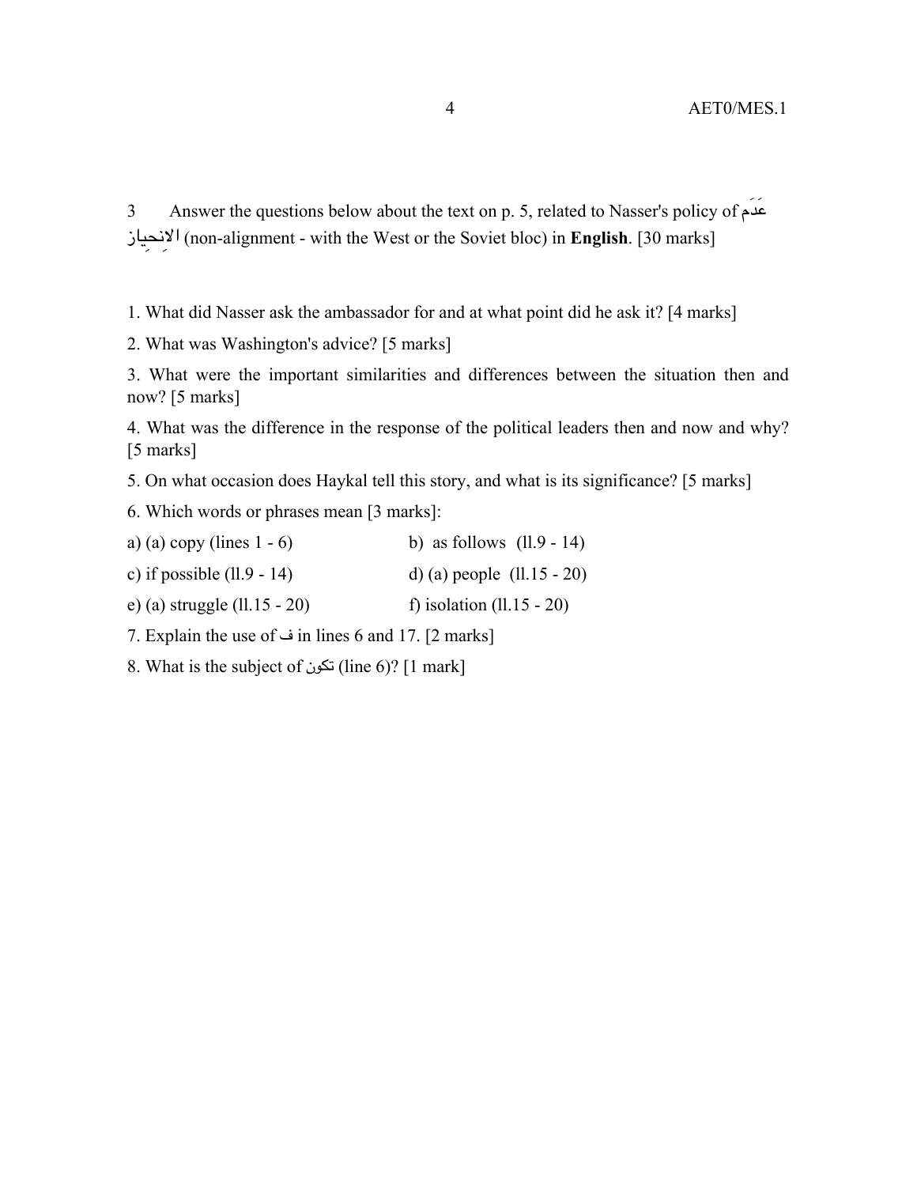3 Answer the questions below about the text on p. 5, related to Nasser's policy of عَدَم الانحِياز (non-alignment - with the West or the Soviet bloc) in **English**. [30 marks]

1. What did Nasser ask the ambassador for and at what point did he ask it? [4 marks]

2. What was Washington's advice? [5 marks]

3. What were the important similarities and differences between the situation then and now? [5 marks]

4. What was the difference in the response of the political leaders then and now and why? [5 marks]

5. On what occasion does Haykal tell this story, and what is its significance? [5 marks]

6. Which words or phrases mean [3 marks]:

a) (a) copy (lines 1 - 6)

b) as follows (ll.9 - 14)

c) if possible (ll.9 - 14)

d) (a) people (ll.15 - 20)

e) (a) struggle (ll.15 - 20)

f) isolation (ll.15 - 20)

7. Explain the use of ف in lines 6 and 17. [2 marks]

8. What is the subject of تكون (line 6)? [1 mark]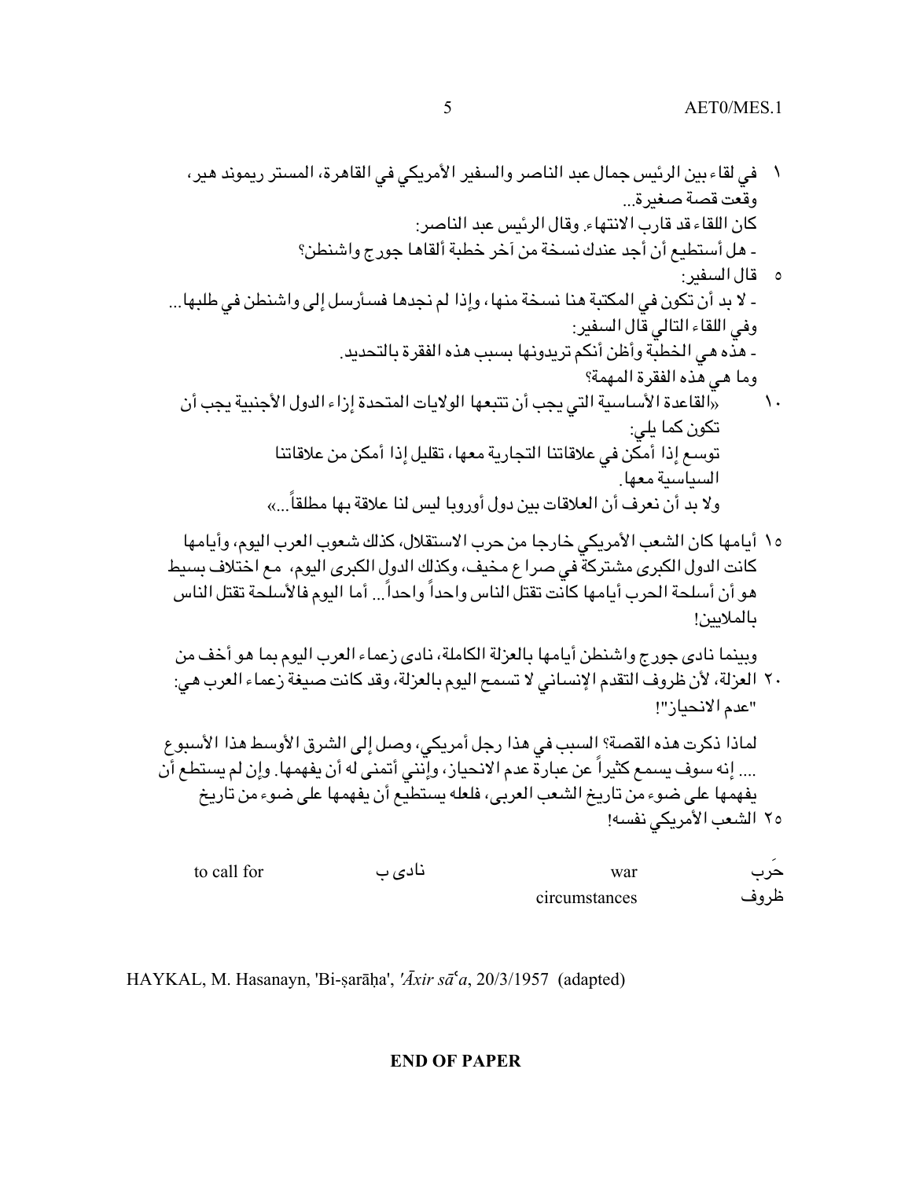١ في لقاء بين الرئيس جمال عبد الناصر والسفير الأمريكي في القاهرة، المستر ريموند هير، وقعت قصة صغيرة...

كان اللقاء قد قارب الانتهاء. وقال الرئيس عبد الناصر:

- هل أستطيع أن أجد عندك نسخة من آخر خطبة ألقاها جورج واشنطن؟

٥ قال السفير:

- لا بد أن تكون في المكتبة هنا نسخة منها، وإذا لم نجدها فسأرسل إلى واشنطن في طلبها...

وفي اللقاء التالي قال السفير:

- هذه هي الخطبة وأظن أنكم تريدونها بسبب هذه الفقرة بالتحديد.

وما هي هذه الفقرة المهمة؟

١٠ «القاعدة الأساسية التي يجب أن تتبعها الولايات المتحدة إزاء الدول الأجنبية يجب أن تكون كما يلي:

توسع إذا أمكن في علاقاتنا التجارية معها، تقليل إذا أمكن من علاقاتنا السياسية معها.

ولا بد أن نعرف أن العلاقات بين دول أوروبا ليس لنا علاقة بها مطلقاً...»

١٥ أيامها كان الشعب الأمريكي خارجا من حرب الاستقلال، كذلك شعوب العرب اليوم، وأيامها كانت الدول الكبرى مشتركة في صراع مخيف، وكذلك الدول الكبرى اليوم، مع اختلاف بسيط هو أن أسلحة الحرب أيامها كانت تقتل الناس واحداً واحداً... أما اليوم فالأسلحة تقتل الناس بالملايين!

وبينما نادى جورج واشنطن أيامها بالعزلة الكاملة، نادى زعماء العرب اليوم بما هو أخف من

٢٠ العزلة، لأن ظروف التقدم الإنساني لا تسمح اليوم بالعزلة، وقد كانت صيغة زعماء العرب هي: "عدم الانحياز"!

لماذا ذكرت هذه القصة؟ السبب في هذا رجل أمريكي، وصل إلى الشرق الأوسط هذا الأسبوع .... إنه سوف يسمع كثيراً عن عبارة عدم الانحياز، وإنني أتمنى له أن يفهمها. وإن لم يستطع أن يفهمها على ضوء من تاريخ الشعب العربي، فلعله يستطيع أن يفهمها على ضوء من تاريخ

٢٥ الشعب الأمريكي نفسه!

| | | | |
|---|---|---|---|
| to call for | نادى ب | war | حَرب |
| | | circumstances | ظروف |

HAYKAL, M. Hasanayn, 'Bi-ṣarāḥa', *'Āxir sāʿa*, 20/3/1957 (adapted)

**END OF PAPER**